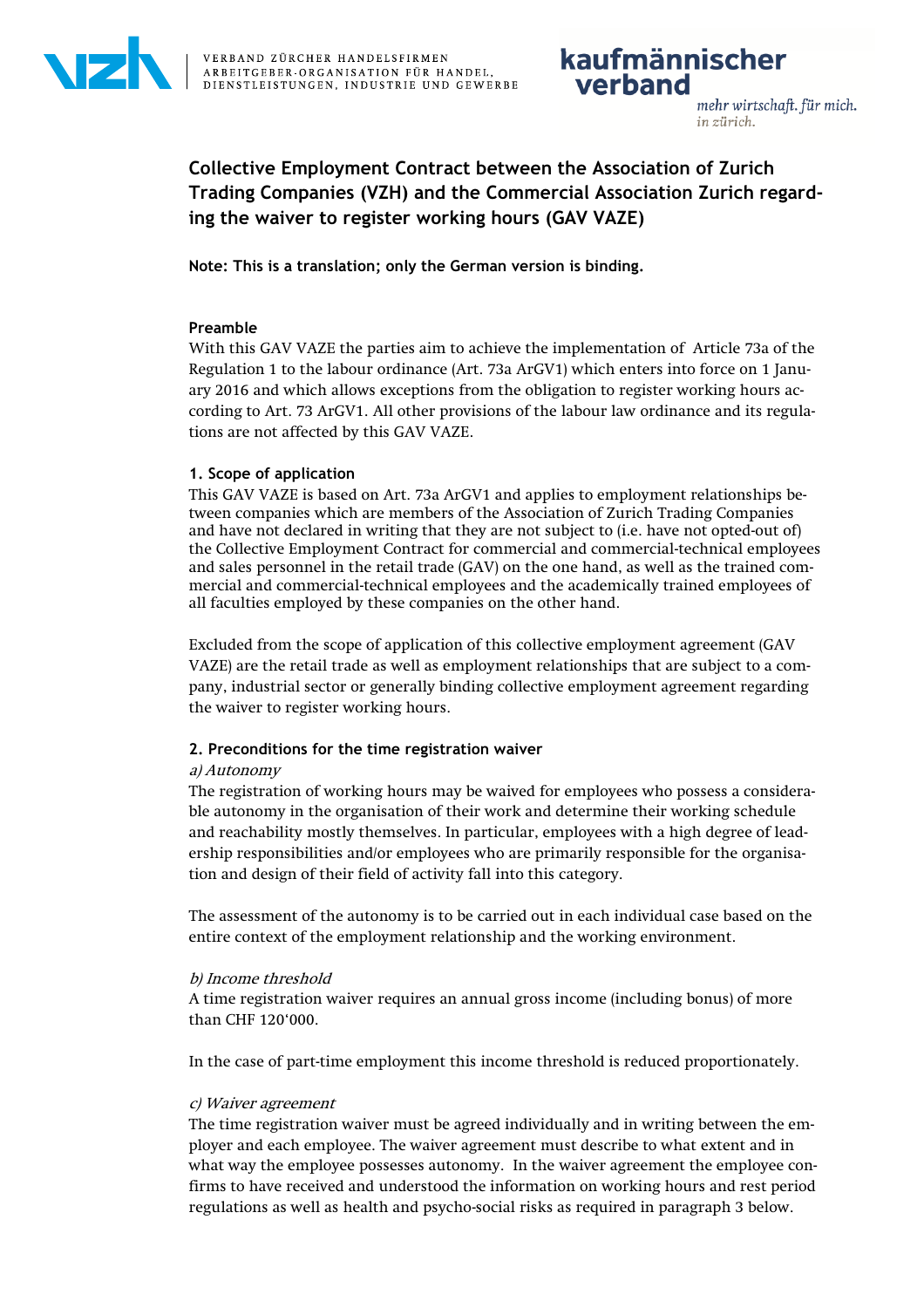VERBAND ZÜRCHER HANDELSFIRMEN
ARBEITGEBER-ORGANISATION FÜR HANDEL, DIENSTLEISTUNGEN, INDUSTRIE UND GEWERBE

kaufmännischer verband
mehr wirtschaft. für mich.
in zürich.

# Collective Employment Contract between the Association of Zurich Trading Companies (VZH) and the Commercial Association Zurich regarding the waiver to register working hours (GAV VAZE)

**Note: This is a translation; only the German version is binding.**

## Preamble

With this GAV VAZE the parties aim to achieve the implementation of Article 73a of the Regulation 1 to the labour ordinance (Art. 73a ArGV1) which enters into force on 1 January 2016 and which allows exceptions from the obligation to register working hours according to Art. 73 ArGV1. All other provisions of the labour law ordinance and its regulations are not affected by this GAV VAZE.

## 1. Scope of application

This GAV VAZE is based on Art. 73a ArGV1 and applies to employment relationships between companies which are members of the Association of Zurich Trading Companies and have not declared in writing that they are not subject to (i.e. have not opted-out of) the Collective Employment Contract for commercial and commercial-technical employees and sales personnel in the retail trade (GAV) on the one hand, as well as the trained commercial and commercial-technical employees and the academically trained employees of all faculties employed by these companies on the other hand.

Excluded from the scope of application of this collective employment agreement (GAV VAZE) are the retail trade as well as employment relationships that are subject to a company, industrial sector or generally binding collective employment agreement regarding the waiver to register working hours.

## 2. Preconditions for the time registration waiver

*a) Autonomy*

The registration of working hours may be waived for employees who possess a considerable autonomy in the organisation of their work and determine their working schedule and reachability mostly themselves. In particular, employees with a high degree of leadership responsibilities and/or employees who are primarily responsible for the organisation and design of their field of activity fall into this category.

The assessment of the autonomy is to be carried out in each individual case based on the entire context of the employment relationship and the working environment.

*b) Income threshold*

A time registration waiver requires an annual gross income (including bonus) of more than CHF 120'000.

In the case of part-time employment this income threshold is reduced proportionately.

*c) Waiver agreement*

The time registration waiver must be agreed individually and in writing between the employer and each employee. The waiver agreement must describe to what extent and in what way the employee possesses autonomy. In the waiver agreement the employee confirms to have received and understood the information on working hours and rest period regulations as well as health and psycho-social risks as required in paragraph 3 below.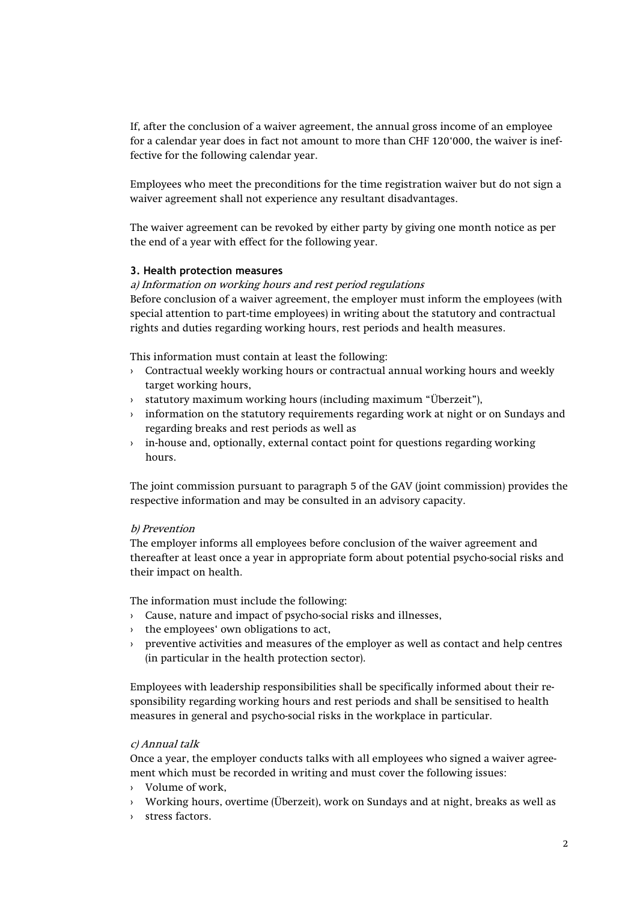If, after the conclusion of a waiver agreement, the annual gross income of an employee for a calendar year does in fact not amount to more than CHF 120‘000, the waiver is ineffective for the following calendar year.

Employees who meet the preconditions for the time registration waiver but do not sign a waiver agreement shall not experience any resultant disadvantages.

The waiver agreement can be revoked by either party by giving one month notice as per the end of a year with effect for the following year.

**3. Health protection measures**

*a) Information on working hours and rest period regulations*

Before conclusion of a waiver agreement, the employer must inform the employees (with special attention to part-time employees) in writing about the statutory and contractual rights and duties regarding working hours, rest periods and health measures.

This information must contain at least the following:

- Contractual weekly working hours or contractual annual working hours and weekly target working hours,
- statutory maximum working hours (including maximum “Überzeit"),
- information on the statutory requirements regarding work at night or on Sundays and regarding breaks and rest periods as well as
- in-house and, optionally, external contact point for questions regarding working hours.

The joint commission pursuant to paragraph 5 of the GAV (joint commission) provides the respective information and may be consulted in an advisory capacity.

*b) Prevention*

The employer informs all employees before conclusion of the waiver agreement and thereafter at least once a year in appropriate form about potential psycho-social risks and their impact on health.

The information must include the following:

- Cause, nature and impact of psycho-social risks and illnesses,
- the employees‘ own obligations to act,
- preventive activities and measures of the employer as well as contact and help centres (in particular in the health protection sector).

Employees with leadership responsibilities shall be specifically informed about their responsibility regarding working hours and rest periods and shall be sensitised to health measures in general and psycho-social risks in the workplace in particular.

*c) Annual talk*

Once a year, the employer conducts talks with all employees who signed a waiver agreement which must be recorded in writing and must cover the following issues:

- Volume of work,
- Working hours, overtime (Überzeit), work on Sundays and at night, breaks as well as
- stress factors.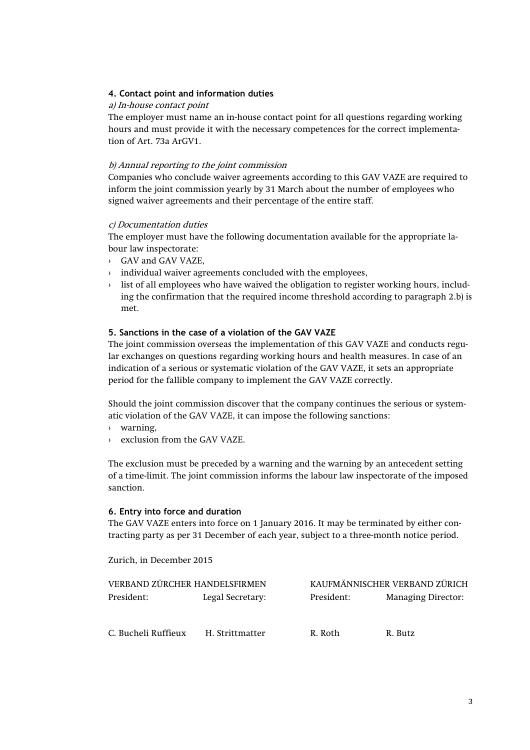### 4. Contact point and information duties

*a) In-house contact point*

The employer must name an in-house contact point for all questions regarding working hours and must provide it with the necessary competences for the correct implementation of Art. 73a ArGV1.

*b) Annual reporting to the joint commission*

Companies who conclude waiver agreements according to this GAV VAZE are required to inform the joint commission yearly by 31 March about the number of employees who signed waiver agreements and their percentage of the entire staff.

*c) Documentation duties*

The employer must have the following documentation available for the appropriate labour law inspectorate:

- GAV and GAV VAZE,
- individual waiver agreements concluded with the employees,
- list of all employees who have waived the obligation to register working hours, including the confirmation that the required income threshold according to paragraph 2.b) is met.

### 5. Sanctions in the case of a violation of the GAV VAZE

The joint commission overseas the implementation of this GAV VAZE and conducts regular exchanges on questions regarding working hours and health measures. In case of an indication of a serious or systematic violation of the GAV VAZE, it sets an appropriate period for the fallible company to implement the GAV VAZE correctly.

Should the joint commission discover that the company continues the serious or systematic violation of the GAV VAZE, it can impose the following sanctions:

- warning,
- exclusion from the GAV VAZE.

The exclusion must be preceded by a warning and the warning by an antecedent setting of a time-limit. The joint commission informs the labour law inspectorate of the imposed sanction.

### 6. Entry into force and duration

The GAV VAZE enters into force on 1 January 2016. It may be terminated by either contracting party as per 31 December of each year, subject to a three-month notice period.

Zurich, in December 2015

| VERBAND ZÜRCHER HANDELSFIRMEN | | KAUFMÄNNISCHER VERBAND ZÜRICH | |
|---|---|---|---|
| President: | Legal Secretary: | President: | Managing Director: |
| C. Bucheli Ruffieux | H. Strittmatter | R. Roth | R. Butz |